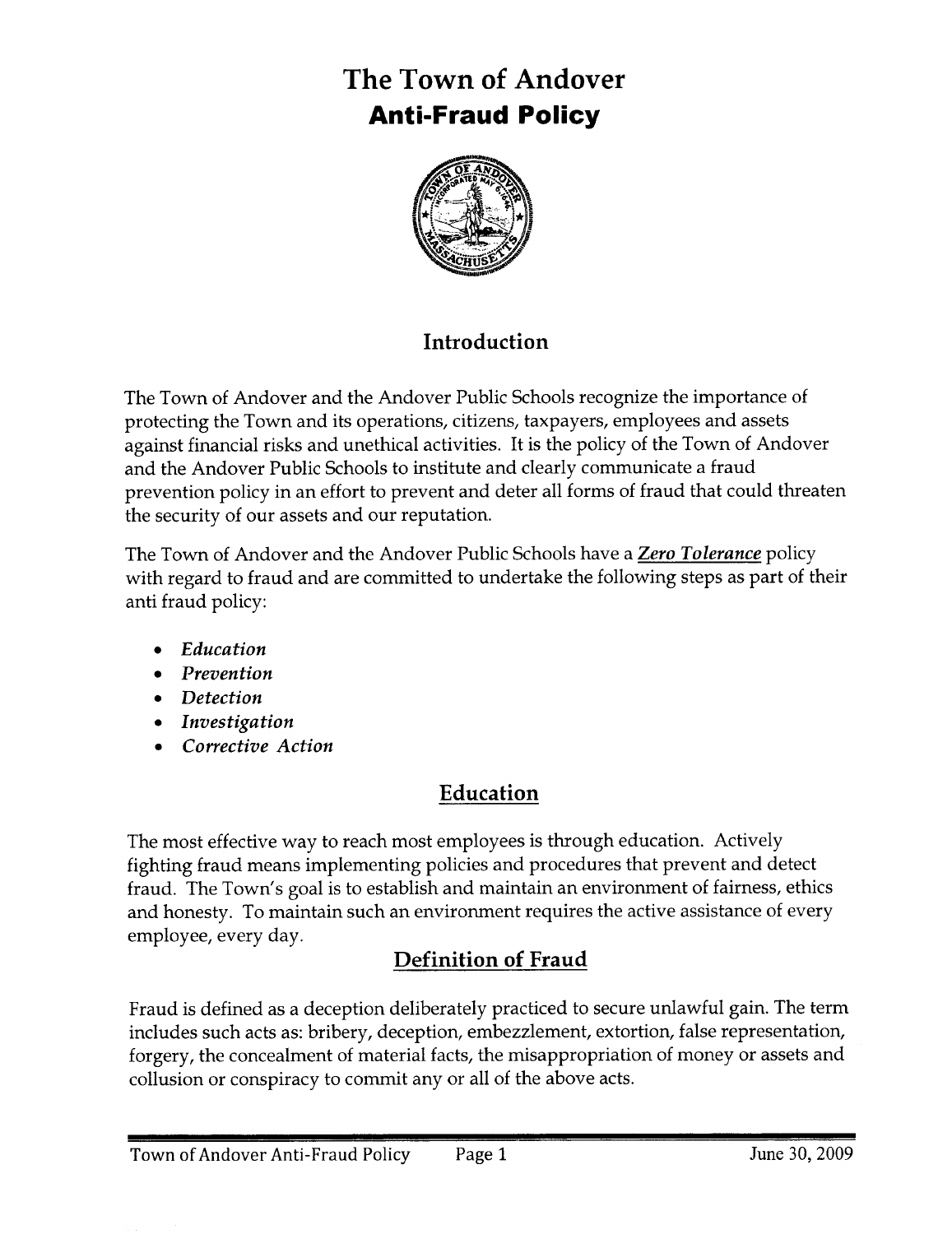# The Town of Andover
# Anti-Fraud Policy

## Introduction

The Town of Andover and the Andover Public Schools recognize the importance of protecting the Town and its operations, citizens, taxpayers, employees and assets against financial risks and unethical activities. It is the policy of the Town of Andover and the Andover Public Schools to institute and clearly communicate a fraud prevention policy in an effort to prevent and deter all forms of fraud that could threaten the security of our assets and our reputation.

The Town of Andover and the Andover Public Schools have a ***Zero Tolerance*** policy with regard to fraud and are committed to undertake the following steps as part of their anti fraud policy:

- *Education*
- *Prevention*
- *Detection*
- *Investigation*
- *Corrective Action*

## Education

The most effective way to reach most employees is through education. Actively fighting fraud means implementing policies and procedures that prevent and detect fraud. The Town's goal is to establish and maintain an environment of fairness, ethics and honesty. To maintain such an environment requires the active assistance of every employee, every day.

## Definition of Fraud

Fraud is defined as a deception deliberately practiced to secure unlawful gain. The term includes such acts as: bribery, deception, embezzlement, extortion, false representation, forgery, the concealment of material facts, the misappropriation of money or assets and collusion or conspiracy to commit any or all of the above acts.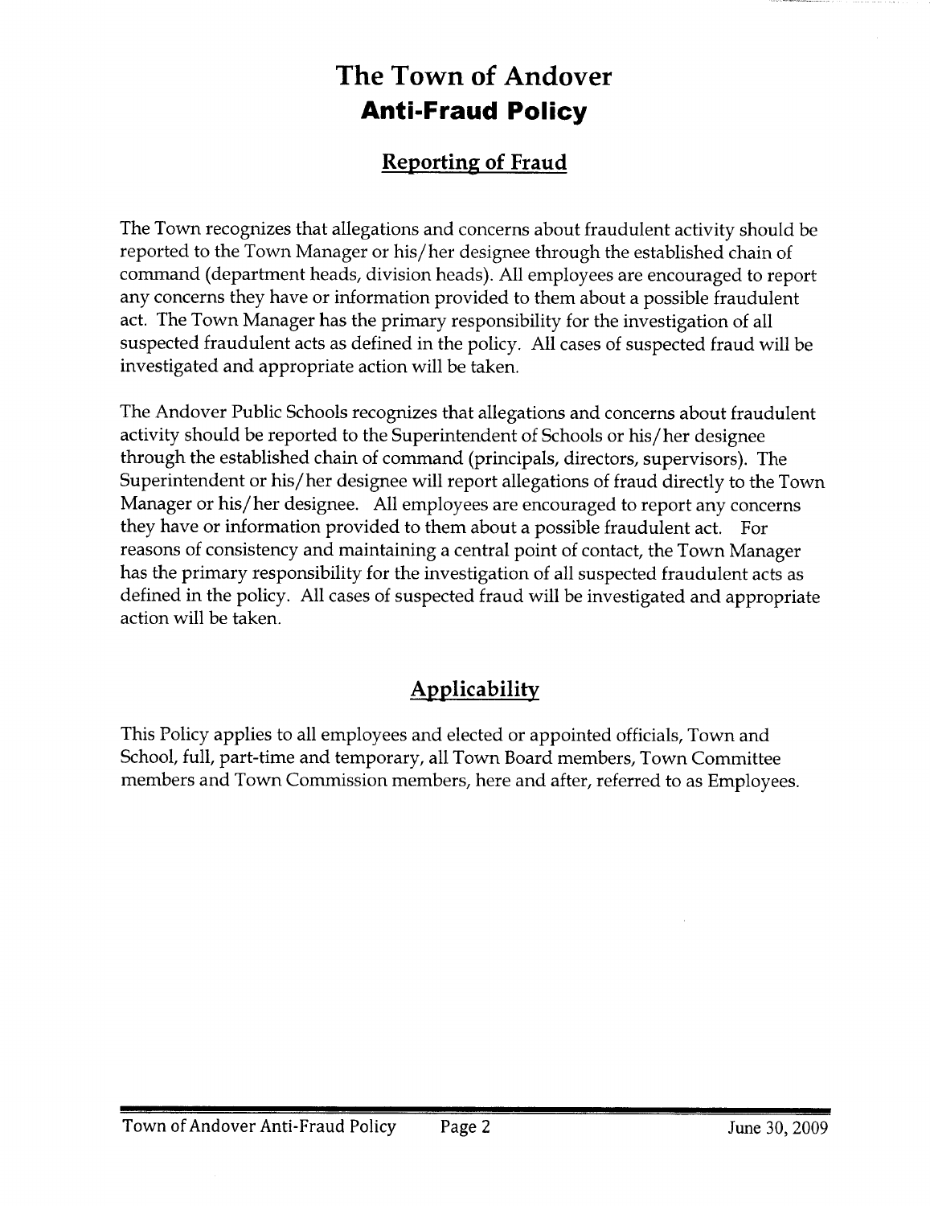# The Town of Andover
# Anti-Fraud Policy

## Reporting of Fraud

The Town recognizes that allegations and concerns about fraudulent activity should be reported to the Town Manager or his/her designee through the established chain of command (department heads, division heads). All employees are encouraged to report any concerns they have or information provided to them about a possible fraudulent act. The Town Manager has the primary responsibility for the investigation of all suspected fraudulent acts as defined in the policy. All cases of suspected fraud will be investigated and appropriate action will be taken.

The Andover Public Schools recognizes that allegations and concerns about fraudulent activity should be reported to the Superintendent of Schools or his/her designee through the established chain of command (principals, directors, supervisors). The Superintendent or his/her designee will report allegations of fraud directly to the Town Manager or his/her designee. All employees are encouraged to report any concerns they have or information provided to them about a possible fraudulent act. For reasons of consistency and maintaining a central point of contact, the Town Manager has the primary responsibility for the investigation of all suspected fraudulent acts as defined in the policy. All cases of suspected fraud will be investigated and appropriate action will be taken.

## Applicability

This Policy applies to all employees and elected or appointed officials, Town and School, full, part-time and temporary, all Town Board members, Town Committee members and Town Commission members, here and after, referred to as Employees.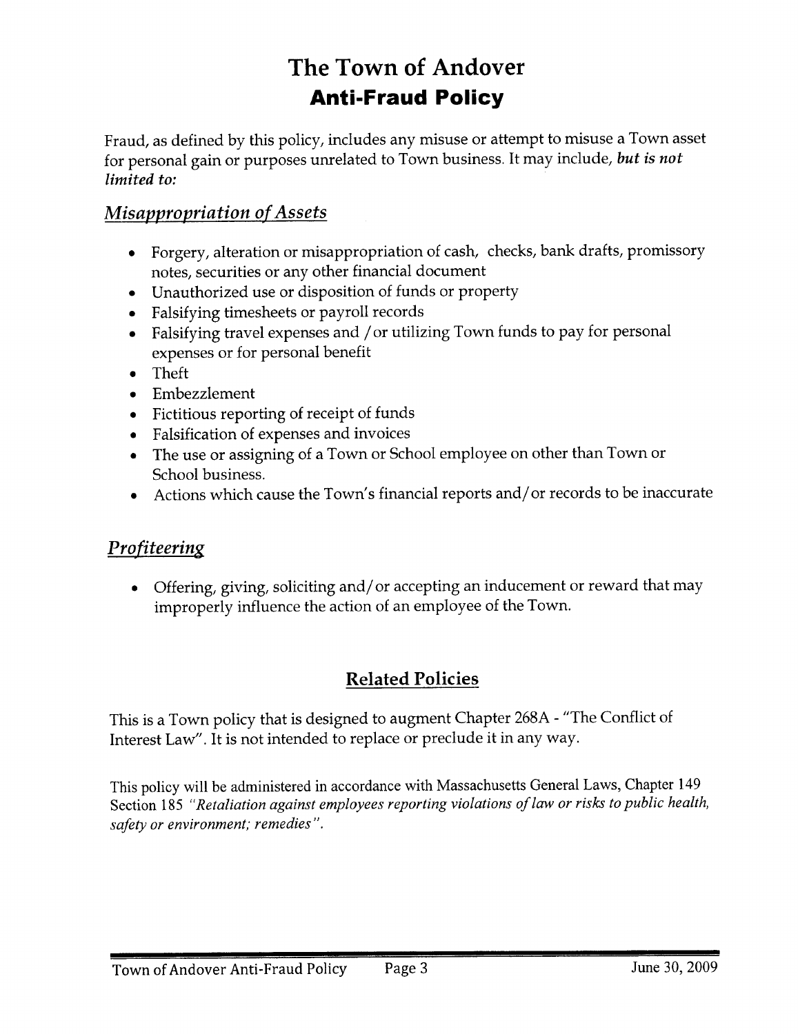# The Town of Andover

## Anti-Fraud Policy

Fraud, as defined by this policy, includes any misuse or attempt to misuse a Town asset for personal gain or purposes unrelated to Town business. It may include, ***but is not limited to:***

### *Misappropriation of Assets*

- Forgery, alteration or misappropriation of cash, checks, bank drafts, promissory notes, securities or any other financial document
- Unauthorized use or disposition of funds or property
- Falsifying timesheets or payroll records
- Falsifying travel expenses and / or utilizing Town funds to pay for personal expenses or for personal benefit
- Theft
- Embezzlement
- Fictitious reporting of receipt of funds
- Falsification of expenses and invoices
- The use or assigning of a Town or School employee on other than Town or School business.
- Actions which cause the Town's financial reports and/or records to be inaccurate

### *Profiteering*

- Offering, giving, soliciting and/or accepting an inducement or reward that may improperly influence the action of an employee of the Town.

## Related Policies

This is a Town policy that is designed to augment Chapter 268A - "The Conflict of Interest Law". It is not intended to replace or preclude it in any way.

This policy will be administered in accordance with Massachusetts General Laws, Chapter 149 Section 185 *"Retaliation against employees reporting violations of law or risks to public health, safety or environment; remedies"*.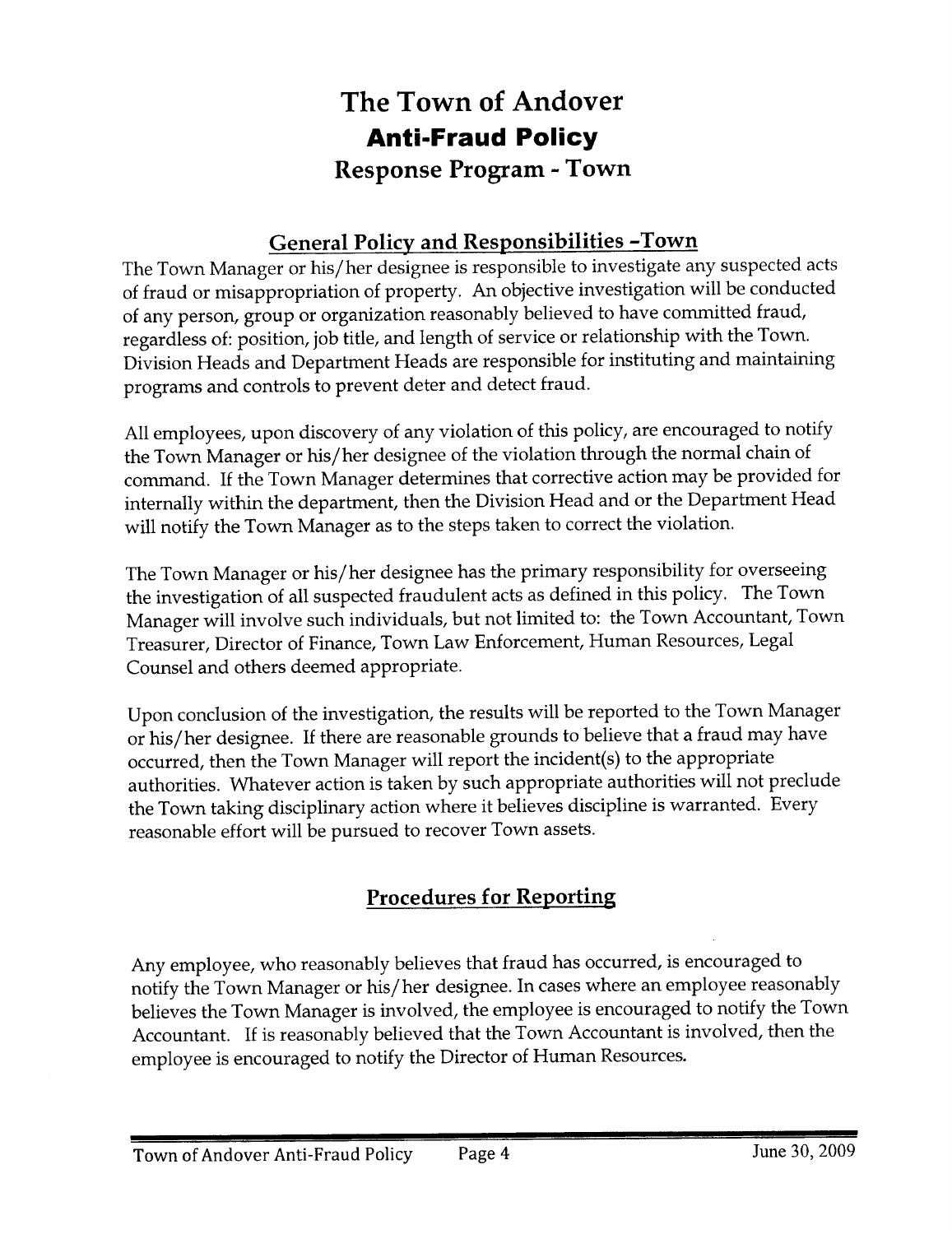# The Town of Andover

## Anti-Fraud Policy

## Response Program - Town

### General Policy and Responsibilities -Town

The Town Manager or his/her designee is responsible to investigate any suspected acts of fraud or misappropriation of property. An objective investigation will be conducted of any person, group or organization reasonably believed to have committed fraud, regardless of: position, job title, and length of service or relationship with the Town. Division Heads and Department Heads are responsible for instituting and maintaining programs and controls to prevent deter and detect fraud.

All employees, upon discovery of any violation of this policy, are encouraged to notify the Town Manager or his/her designee of the violation through the normal chain of command. If the Town Manager determines that corrective action may be provided for internally within the department, then the Division Head and or the Department Head will notify the Town Manager as to the steps taken to correct the violation.

The Town Manager or his/her designee has the primary responsibility for overseeing the investigation of all suspected fraudulent acts as defined in this policy. The Town Manager will involve such individuals, but not limited to: the Town Accountant, Town Treasurer, Director of Finance, Town Law Enforcement, Human Resources, Legal Counsel and others deemed appropriate.

Upon conclusion of the investigation, the results will be reported to the Town Manager or his/her designee. If there are reasonable grounds to believe that a fraud may have occurred, then the Town Manager will report the incident(s) to the appropriate authorities. Whatever action is taken by such appropriate authorities will not preclude the Town taking disciplinary action where it believes discipline is warranted. Every reasonable effort will be pursued to recover Town assets.

### Procedures for Reporting

Any employee, who reasonably believes that fraud has occurred, is encouraged to notify the Town Manager or his/her designee. In cases where an employee reasonably believes the Town Manager is involved, the employee is encouraged to notify the Town Accountant. If is reasonably believed that the Town Accountant is involved, then the employee is encouraged to notify the Director of Human Resources.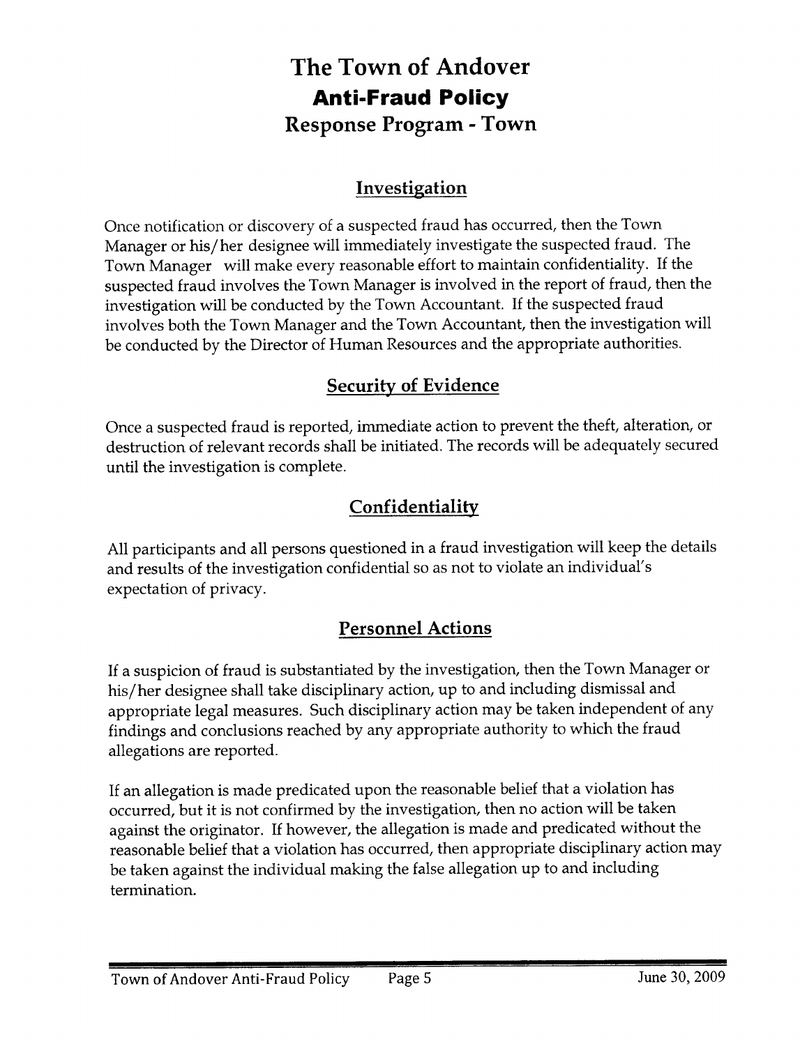# The Town of Andover

## Anti-Fraud Policy

## Response Program - Town

### Investigation

Once notification or discovery of a suspected fraud has occurred, then the Town Manager or his/her designee will immediately investigate the suspected fraud. The Town Manager will make every reasonable effort to maintain confidentiality. If the suspected fraud involves the Town Manager is involved in the report of fraud, then the investigation will be conducted by the Town Accountant. If the suspected fraud involves both the Town Manager and the Town Accountant, then the investigation will be conducted by the Director of Human Resources and the appropriate authorities.

### Security of Evidence

Once a suspected fraud is reported, immediate action to prevent the theft, alteration, or destruction of relevant records shall be initiated. The records will be adequately secured until the investigation is complete.

### Confidentiality

All participants and all persons questioned in a fraud investigation will keep the details and results of the investigation confidential so as not to violate an individual's expectation of privacy.

### Personnel Actions

If a suspicion of fraud is substantiated by the investigation, then the Town Manager or his/her designee shall take disciplinary action, up to and including dismissal and appropriate legal measures. Such disciplinary action may be taken independent of any findings and conclusions reached by any appropriate authority to which the fraud allegations are reported.

If an allegation is made predicated upon the reasonable belief that a violation has occurred, but it is not confirmed by the investigation, then no action will be taken against the originator. If however, the allegation is made and predicated without the reasonable belief that a violation has occurred, then appropriate disciplinary action may be taken against the individual making the false allegation up to and including termination.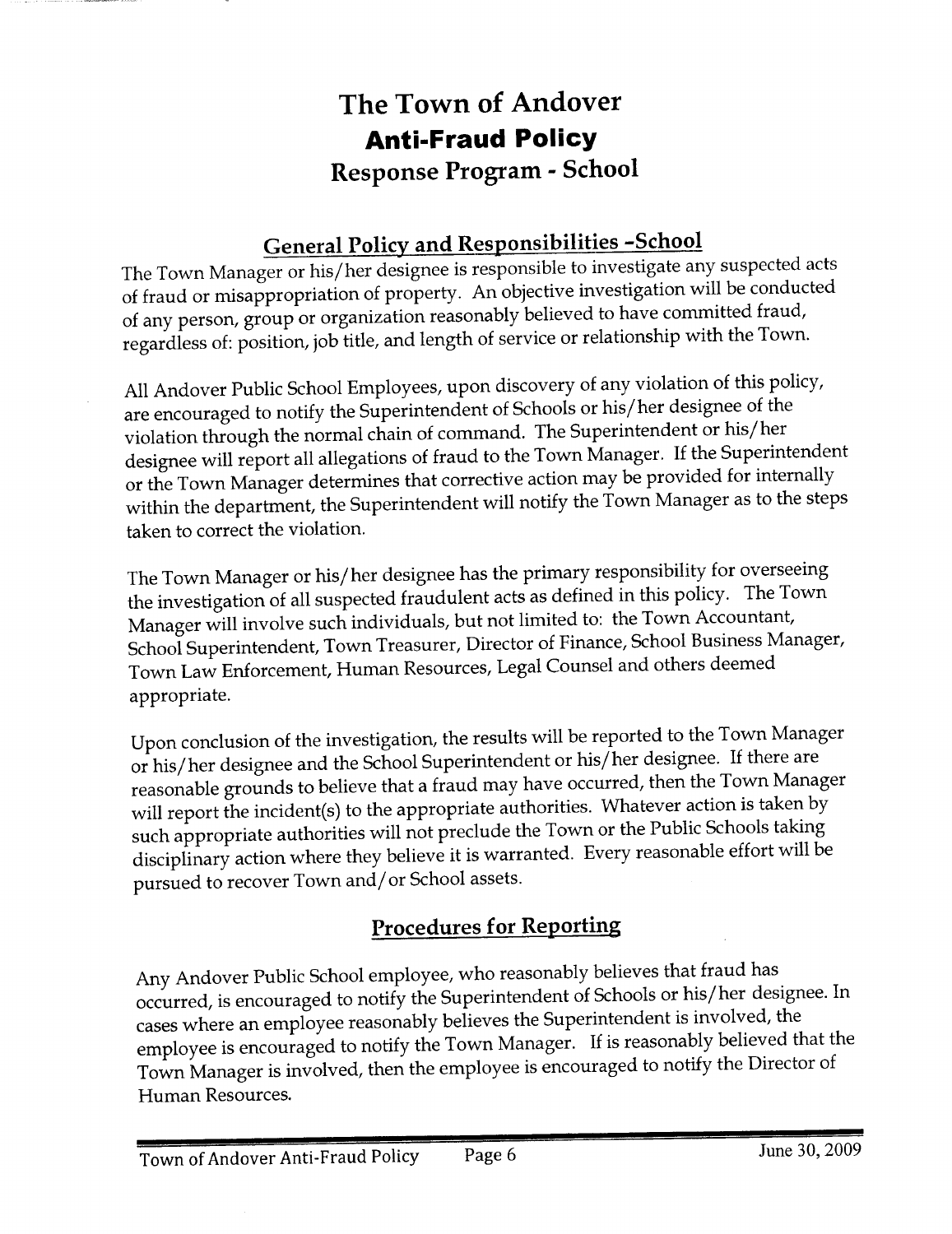# The Town of Andover
# Anti-Fraud Policy
## Response Program - School

### General Policy and Responsibilities -School

The Town Manager or his/her designee is responsible to investigate any suspected acts of fraud or misappropriation of property. An objective investigation will be conducted of any person, group or organization reasonably believed to have committed fraud, regardless of: position, job title, and length of service or relationship with the Town.

All Andover Public School Employees, upon discovery of any violation of this policy, are encouraged to notify the Superintendent of Schools or his/her designee of the violation through the normal chain of command. The Superintendent or his/her designee will report all allegations of fraud to the Town Manager. If the Superintendent or the Town Manager determines that corrective action may be provided for internally within the department, the Superintendent will notify the Town Manager as to the steps taken to correct the violation.

The Town Manager or his/her designee has the primary responsibility for overseeing the investigation of all suspected fraudulent acts as defined in this policy. The Town Manager will involve such individuals, but not limited to: the Town Accountant, School Superintendent, Town Treasurer, Director of Finance, School Business Manager, Town Law Enforcement, Human Resources, Legal Counsel and others deemed appropriate.

Upon conclusion of the investigation, the results will be reported to the Town Manager or his/her designee and the School Superintendent or his/her designee. If there are reasonable grounds to believe that a fraud may have occurred, then the Town Manager will report the incident(s) to the appropriate authorities. Whatever action is taken by such appropriate authorities will not preclude the Town or the Public Schools taking disciplinary action where they believe it is warranted. Every reasonable effort will be pursued to recover Town and/or School assets.

### Procedures for Reporting

Any Andover Public School employee, who reasonably believes that fraud has occurred, is encouraged to notify the Superintendent of Schools or his/her designee. In cases where an employee reasonably believes the Superintendent is involved, the employee is encouraged to notify the Town Manager. If is reasonably believed that the Town Manager is involved, then the employee is encouraged to notify the Director of Human Resources.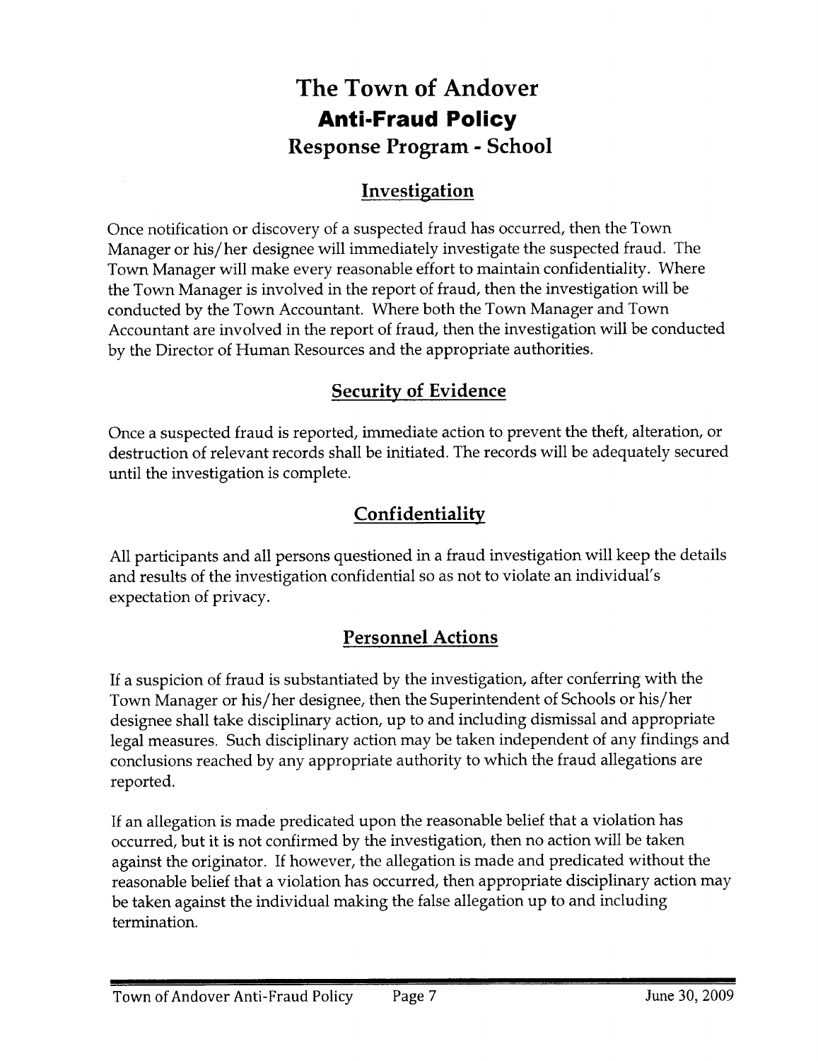# The Town of Andover

## Anti-Fraud Policy

### Response Program - School

### Investigation

Once notification or discovery of a suspected fraud has occurred, then the Town Manager or his/her designee will immediately investigate the suspected fraud. The Town Manager will make every reasonable effort to maintain confidentiality. Where the Town Manager is involved in the report of fraud, then the investigation will be conducted by the Town Accountant. Where both the Town Manager and Town Accountant are involved in the report of fraud, then the investigation will be conducted by the Director of Human Resources and the appropriate authorities.

### Security of Evidence

Once a suspected fraud is reported, immediate action to prevent the theft, alteration, or destruction of relevant records shall be initiated. The records will be adequately secured until the investigation is complete.

### Confidentiality

All participants and all persons questioned in a fraud investigation will keep the details and results of the investigation confidential so as not to violate an individual's expectation of privacy.

### Personnel Actions

If a suspicion of fraud is substantiated by the investigation, after conferring with the Town Manager or his/her designee, then the Superintendent of Schools or his/her designee shall take disciplinary action, up to and including dismissal and appropriate legal measures. Such disciplinary action may be taken independent of any findings and conclusions reached by any appropriate authority to which the fraud allegations are reported.

If an allegation is made predicated upon the reasonable belief that a violation has occurred, but it is not confirmed by the investigation, then no action will be taken against the originator. If however, the allegation is made and predicated without the reasonable belief that a violation has occurred, then appropriate disciplinary action may be taken against the individual making the false allegation up to and including termination.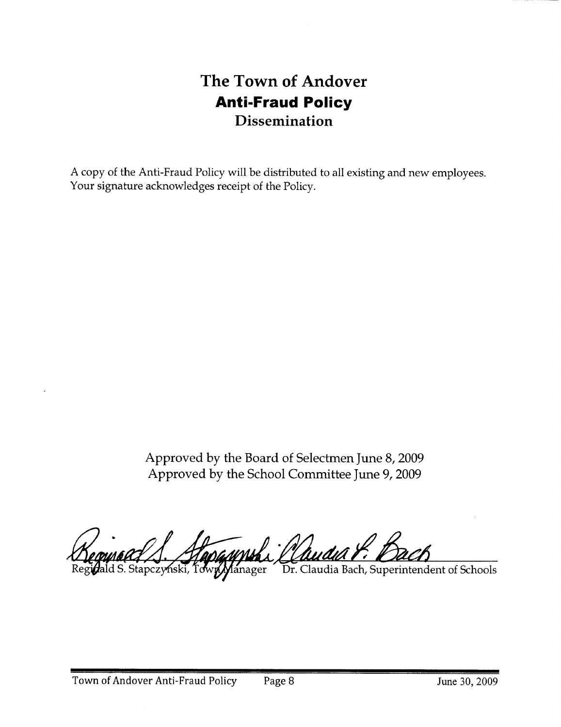# The Town of Andover
## Anti-Fraud Policy
### Dissemination

A copy of the Anti-Fraud Policy will be distributed to all existing and new employees. Your signature acknowledges receipt of the Policy.

Approved by the Board of Selectmen June 8, 2009
Approved by the School Committee June 9, 2009

Reginald S. Stapczynski, Town Manager    Dr. Claudia Bach, Superintendent of Schools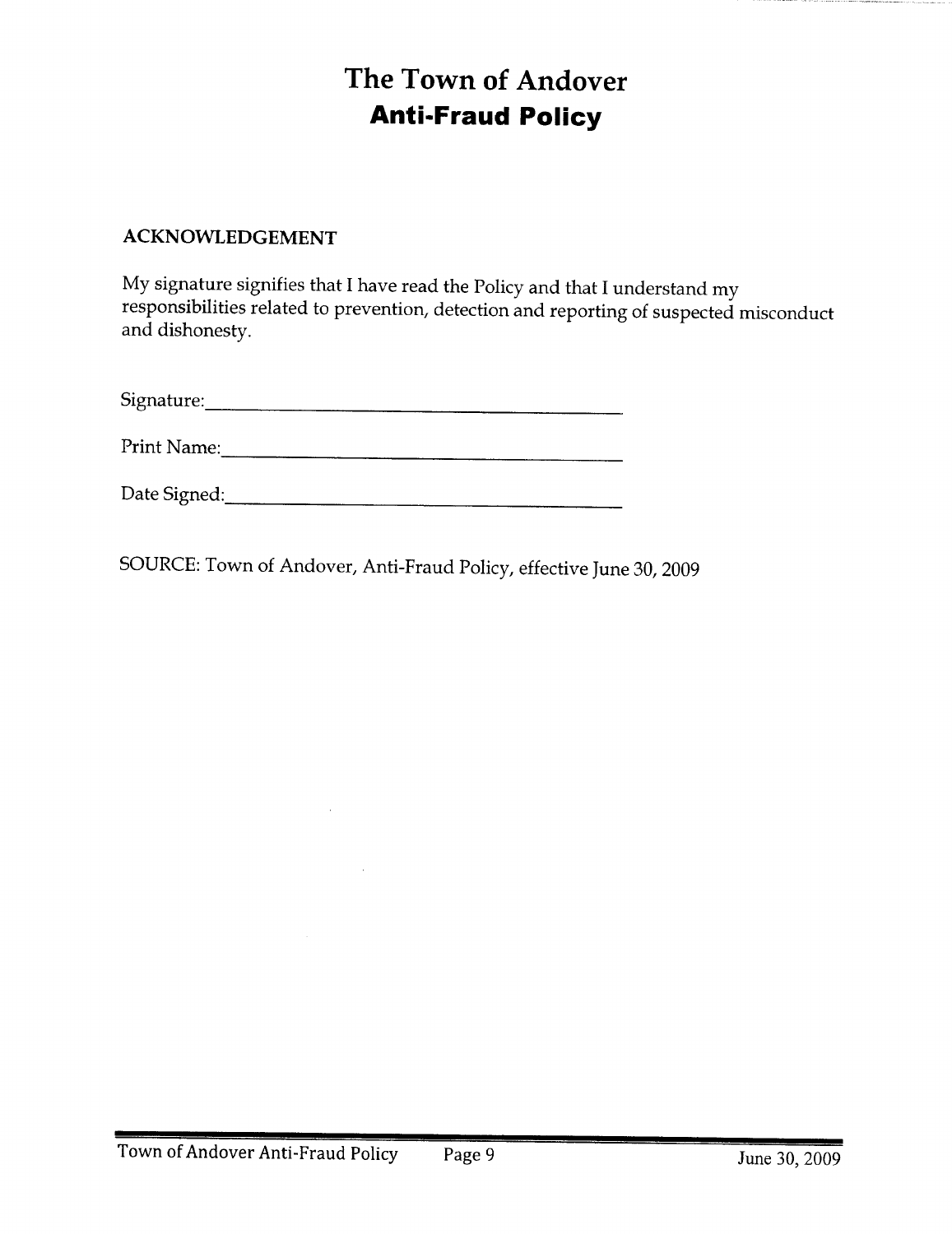# The Town of Andover
## Anti-Fraud Policy

### ACKNOWLEDGEMENT

My signature signifies that I have read the Policy and that I understand my responsibilities related to prevention, detection and reporting of suspected misconduct and dishonesty.

Signature:_______________________________________

Print Name:_______________________________________

Date Signed:_______________________________________

SOURCE: Town of Andover, Anti-Fraud Policy, effective June 30, 2009